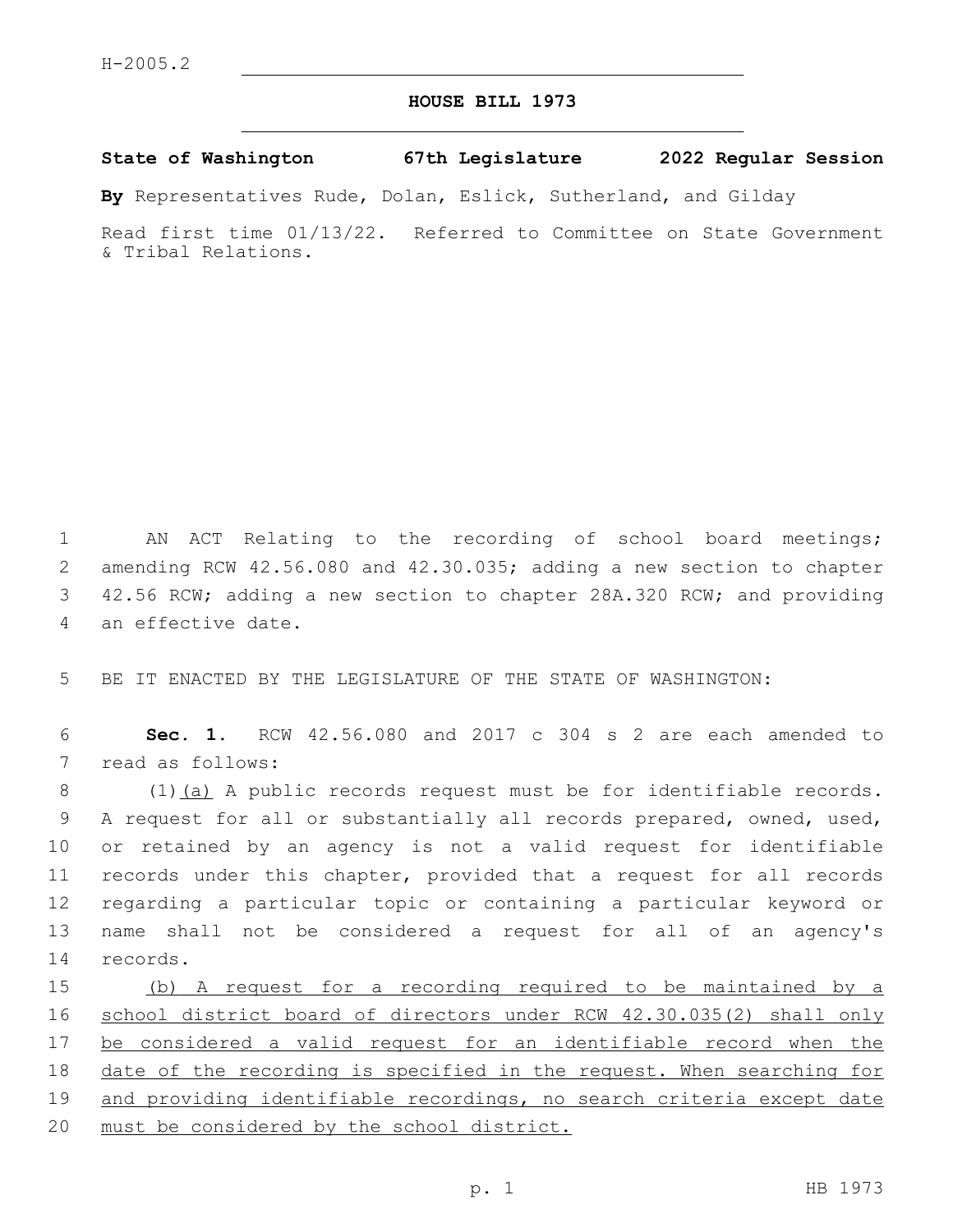H-2005.2

# HOUSE BILL 1973

**State of Washington 67th Legislature 2022 Regular Session**

**By** Representatives Rude, Dolan, Eslick, Sutherland, and Gilday

Read first time 01/13/22. Referred to Committee on State Government & Tribal Relations.

AN ACT Relating to the recording of school board meetings; amending RCW 42.56.080 and 42.30.035; adding a new section to chapter 42.56 RCW; adding a new section to chapter 28A.320 RCW; and providing an effective date.

BE IT ENACTED BY THE LEGISLATURE OF THE STATE OF WASHINGTON:

**Sec. 1.** RCW 42.56.080 and 2017 c 304 s 2 are each amended to read as follows:

(1)<u>(a)</u> A public records request must be for identifiable records. A request for all or substantially all records prepared, owned, used, or retained by an agency is not a valid request for identifiable records under this chapter, provided that a request for all records regarding a particular topic or containing a particular keyword or name shall not be considered a request for all of an agency's records.

<u>(b) A request for a recording required to be maintained by a school district board of directors under RCW 42.30.035(2) shall only be considered a valid request for an identifiable record when the date of the recording is specified in the request. When searching for and providing identifiable recordings, no search criteria except date must be considered by the school district.</u>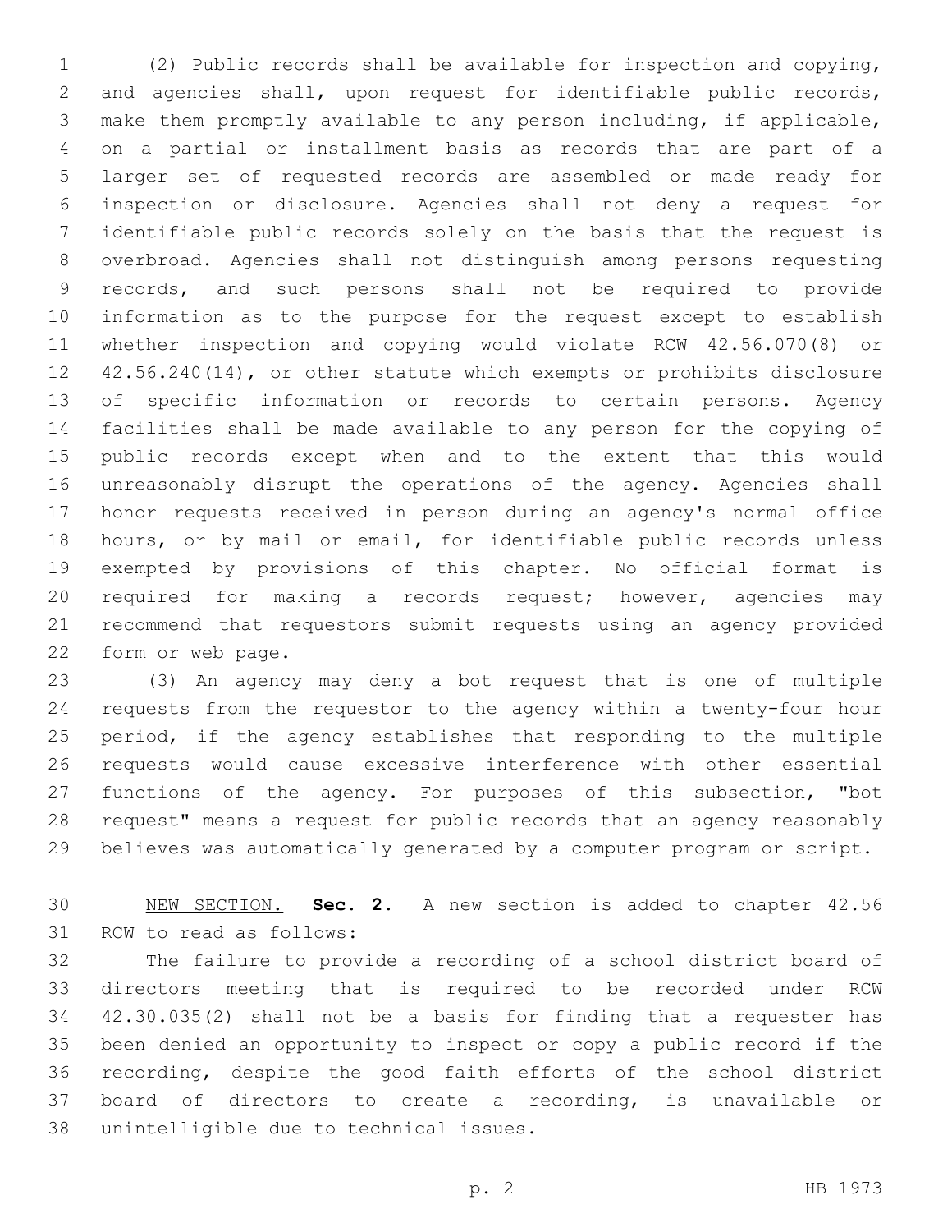(2) Public records shall be available for inspection and copying, and agencies shall, upon request for identifiable public records, make them promptly available to any person including, if applicable, on a partial or installment basis as records that are part of a larger set of requested records are assembled or made ready for inspection or disclosure. Agencies shall not deny a request for identifiable public records solely on the basis that the request is overbroad. Agencies shall not distinguish among persons requesting records, and such persons shall not be required to provide information as to the purpose for the request except to establish whether inspection and copying would violate RCW 42.56.070(8) or 42.56.240(14), or other statute which exempts or prohibits disclosure of specific information or records to certain persons. Agency facilities shall be made available to any person for the copying of public records except when and to the extent that this would unreasonably disrupt the operations of the agency. Agencies shall honor requests received in person during an agency's normal office hours, or by mail or email, for identifiable public records unless exempted by provisions of this chapter. No official format is required for making a records request; however, agencies may recommend that requestors submit requests using an agency provided form or web page.

(3) An agency may deny a bot request that is one of multiple requests from the requestor to the agency within a twenty-four hour period, if the agency establishes that responding to the multiple requests would cause excessive interference with other essential functions of the agency. For purposes of this subsection, "bot request" means a request for public records that an agency reasonably believes was automatically generated by a computer program or script.

NEW SECTION. **Sec. 2.** A new section is added to chapter 42.56 RCW to read as follows:

The failure to provide a recording of a school district board of directors meeting that is required to be recorded under RCW 42.30.035(2) shall not be a basis for finding that a requester has been denied an opportunity to inspect or copy a public record if the recording, despite the good faith efforts of the school district board of directors to create a recording, is unavailable or unintelligible due to technical issues.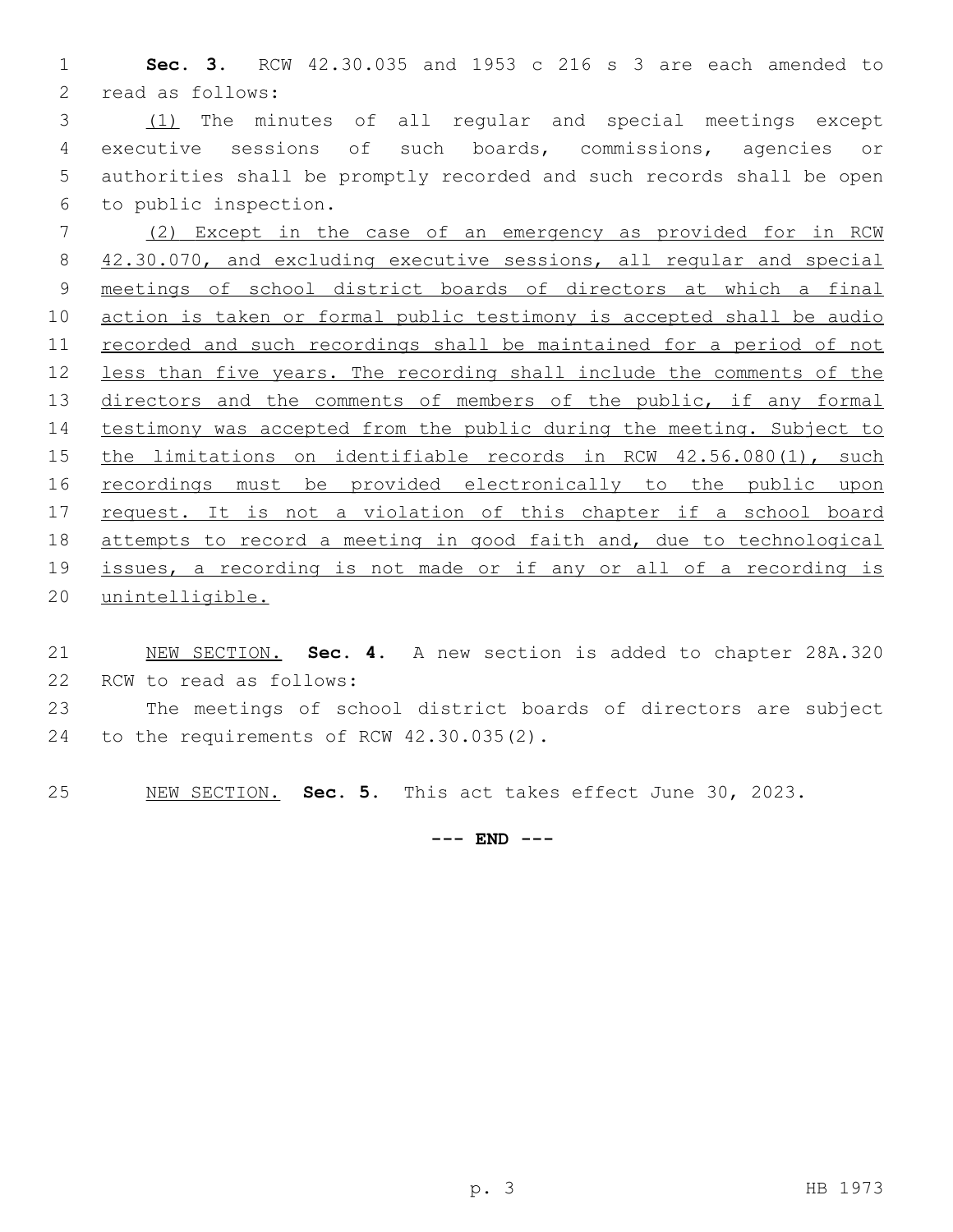**Sec. 3.** RCW 42.30.035 and 1953 c 216 s 3 are each amended to read as follows:

(1) The minutes of all regular and special meetings except executive sessions of such boards, commissions, agencies or authorities shall be promptly recorded and such records shall be open to public inspection.

(2) Except in the case of an emergency as provided for in RCW 42.30.070, and excluding executive sessions, all regular and special meetings of school district boards of directors at which a final action is taken or formal public testimony is accepted shall be audio recorded and such recordings shall be maintained for a period of not less than five years. The recording shall include the comments of the directors and the comments of members of the public, if any formal testimony was accepted from the public during the meeting. Subject to the limitations on identifiable records in RCW 42.56.080(1), such recordings must be provided electronically to the public upon request. It is not a violation of this chapter if a school board attempts to record a meeting in good faith and, due to technological issues, a recording is not made or if any or all of a recording is unintelligible.

NEW SECTION. **Sec. 4.** A new section is added to chapter 28A.320 RCW to read as follows:

The meetings of school district boards of directors are subject to the requirements of RCW 42.30.035(2).

NEW SECTION. **Sec. 5.** This act takes effect June 30, 2023.

**--- END ---**